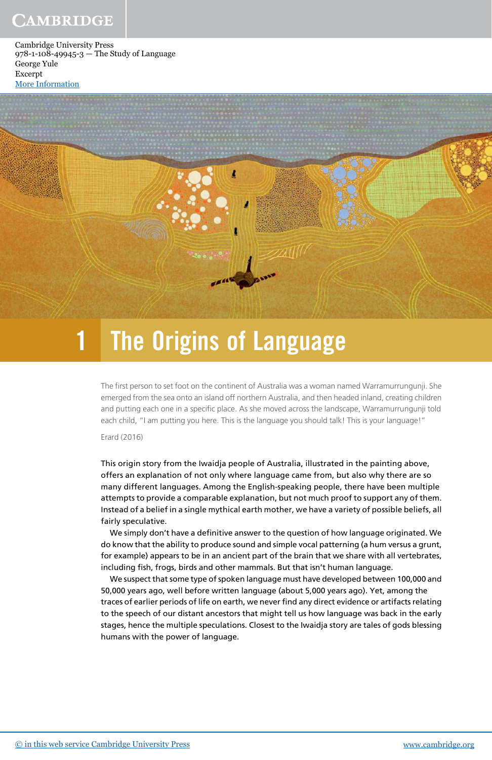Cambridge University Press
978-1-108-49945-3 — The Study of Language
George Yule
Excerpt
More Information

# 1 The Origins of Language

The first person to set foot on the continent of Australia was a woman named Warramurrungunji. She emerged from the sea onto an island off northern Australia, and then headed inland, creating children and putting each one in a specific place. As she moved across the landscape, Warramurrungunji told each child, "I am putting you here. This is the language you should talk! This is your language!"

Erard (2016)

This origin story from the Iwaidja people of Australia, illustrated in the painting above, offers an explanation of not only where language came from, but also why there are so many different languages. Among the English-speaking people, there have been multiple attempts to provide a comparable explanation, but not much proof to support any of them. Instead of a belief in a single mythical earth mother, we have a variety of possible beliefs, all fairly speculative.

We simply don't have a definitive answer to the question of how language originated. We do know that the ability to produce sound and simple vocal patterning (a hum versus a grunt, for example) appears to be in an ancient part of the brain that we share with all vertebrates, including fish, frogs, birds and other mammals. But that isn't human language.

We suspect that some type of spoken language must have developed between 100,000 and 50,000 years ago, well before written language (about 5,000 years ago). Yet, among the traces of earlier periods of life on earth, we never find any direct evidence or artifacts relating to the speech of our distant ancestors that might tell us how language was back in the early stages, hence the multiple speculations. Closest to the Iwaidja story are tales of gods blessing humans with the power of language.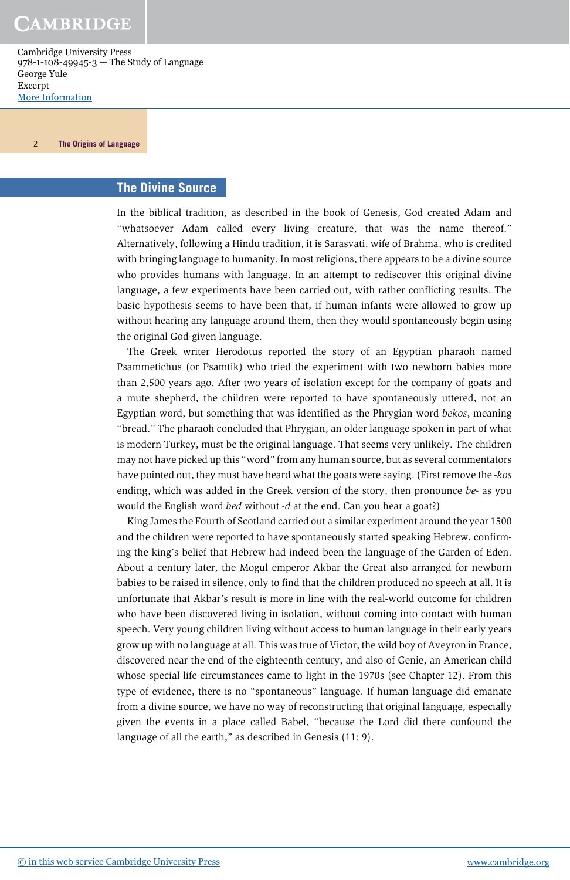## The Divine Source

In the biblical tradition, as described in the book of Genesis, God created Adam and "whatsoever Adam called every living creature, that was the name thereof." Alternatively, following a Hindu tradition, it is Sarasvati, wife of Brahma, who is credited with bringing language to humanity. In most religions, there appears to be a divine source who provides humans with language. In an attempt to rediscover this original divine language, a few experiments have been carried out, with rather conflicting results. The basic hypothesis seems to have been that, if human infants were allowed to grow up without hearing any language around them, then they would spontaneously begin using the original God-given language.

The Greek writer Herodotus reported the story of an Egyptian pharaoh named Psammetichus (or Psamtik) who tried the experiment with two newborn babies more than 2,500 years ago. After two years of isolation except for the company of goats and a mute shepherd, the children were reported to have spontaneously uttered, not an Egyptian word, but something that was identified as the Phrygian word *bekos*, meaning "bread." The pharaoh concluded that Phrygian, an older language spoken in part of what is modern Turkey, must be the original language. That seems very unlikely. The children may not have picked up this "word" from any human source, but as several commentators have pointed out, they must have heard what the goats were saying. (First remove the *-kos* ending, which was added in the Greek version of the story, then pronounce *be-* as you would the English word *bed* without *-d* at the end. Can you hear a goat?)

King James the Fourth of Scotland carried out a similar experiment around the year 1500 and the children were reported to have spontaneously started speaking Hebrew, confirming the king's belief that Hebrew had indeed been the language of the Garden of Eden. About a century later, the Mogul emperor Akbar the Great also arranged for newborn babies to be raised in silence, only to find that the children produced no speech at all. It is unfortunate that Akbar's result is more in line with the real-world outcome for children who have been discovered living in isolation, without coming into contact with human speech. Very young children living without access to human language in their early years grow up with no language at all. This was true of Victor, the wild boy of Aveyron in France, discovered near the end of the eighteenth century, and also of Genie, an American child whose special life circumstances came to light in the 1970s (see Chapter 12). From this type of evidence, there is no "spontaneous" language. If human language did emanate from a divine source, we have no way of reconstructing that original language, especially given the events in a place called Babel, "because the Lord did there confound the language of all the earth," as described in Genesis (11: 9).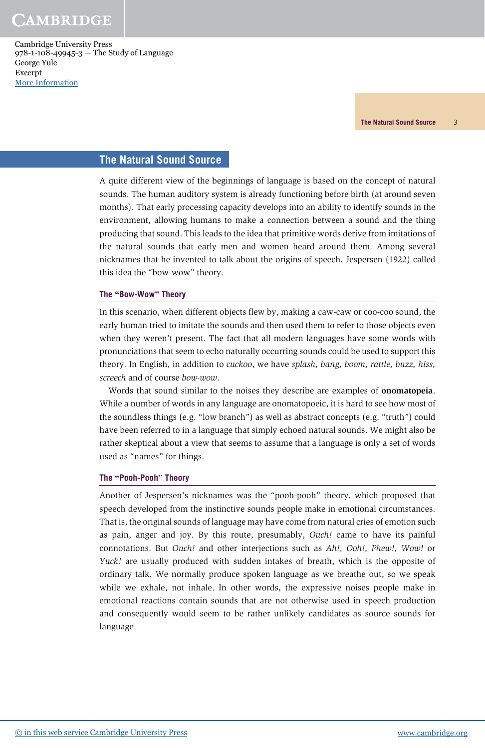## The Natural Sound Source

A quite different view of the beginnings of language is based on the concept of natural sounds. The human auditory system is already functioning before birth (at around seven months). That early processing capacity develops into an ability to identify sounds in the environment, allowing humans to make a connection between a sound and the thing producing that sound. This leads to the idea that primitive words derive from imitations of the natural sounds that early men and women heard around them. Among several nicknames that he invented to talk about the origins of speech, Jespersen (1922) called this idea the "bow-wow" theory.

### The "Bow-Wow" Theory

In this scenario, when different objects flew by, making a caw-caw or coo-coo sound, the early human tried to imitate the sounds and then used them to refer to those objects even when they weren't present. The fact that all modern languages have some words with pronunciations that seem to echo naturally occurring sounds could be used to support this theory. In English, in addition to *cuckoo*, we have *splash, bang, boom, rattle, buzz, hiss, screech* and of course *bow-wow*.

Words that sound similar to the noises they describe are examples of **onomatopeia**. While a number of words in any language are onomatopoeic, it is hard to see how most of the soundless things (e.g. "low branch") as well as abstract concepts (e.g. "truth") could have been referred to in a language that simply echoed natural sounds. We might also be rather skeptical about a view that seems to assume that a language is only a set of words used as "names" for things.

### The "Pooh-Pooh" Theory

Another of Jespersen's nicknames was the "pooh-pooh" theory, which proposed that speech developed from the instinctive sounds people make in emotional circumstances. That is, the original sounds of language may have come from natural cries of emotion such as pain, anger and joy. By this route, presumably, *Ouch!* came to have its painful connotations. But *Ouch!* and other interjections such as *Ah!, Ooh!, Phew!, Wow!* or *Yuck!* are usually produced with sudden intakes of breath, which is the opposite of ordinary talk. We normally produce spoken language as we breathe out, so we speak while we exhale, not inhale. In other words, the expressive noises people make in emotional reactions contain sounds that are not otherwise used in speech production and consequently would seem to be rather unlikely candidates as source sounds for language.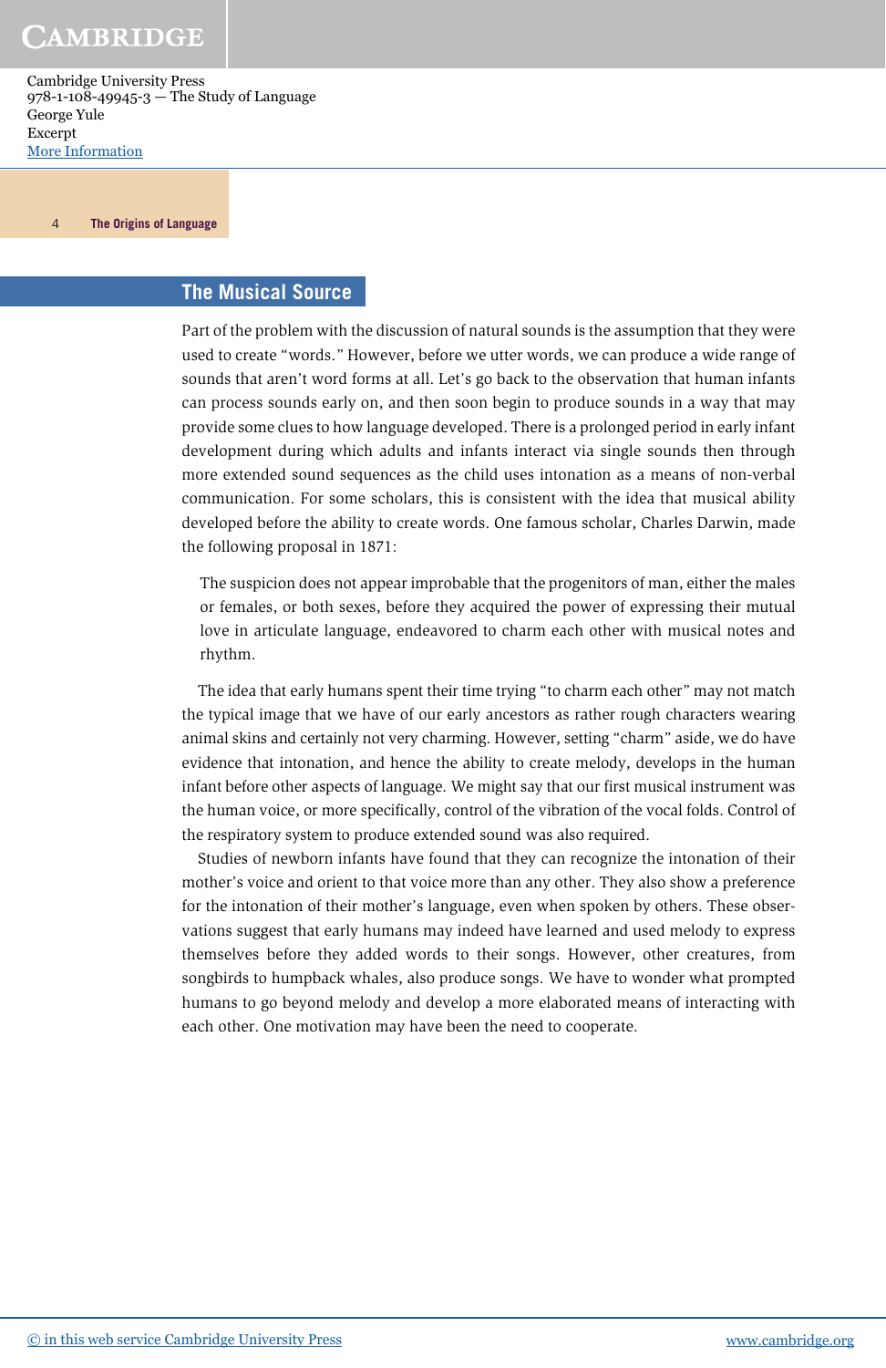## The Musical Source

Part of the problem with the discussion of natural sounds is the assumption that they were used to create "words." However, before we utter words, we can produce a wide range of sounds that aren't word forms at all. Let's go back to the observation that human infants can process sounds early on, and then soon begin to produce sounds in a way that may provide some clues to how language developed. There is a prolonged period in early infant development during which adults and infants interact via single sounds then through more extended sound sequences as the child uses intonation as a means of non-verbal communication. For some scholars, this is consistent with the idea that musical ability developed before the ability to create words. One famous scholar, Charles Darwin, made the following proposal in 1871:

> The suspicion does not appear improbable that the progenitors of man, either the males or females, or both sexes, before they acquired the power of expressing their mutual love in articulate language, endeavored to charm each other with musical notes and rhythm.

The idea that early humans spent their time trying "to charm each other" may not match the typical image that we have of our early ancestors as rather rough characters wearing animal skins and certainly not very charming. However, setting "charm" aside, we do have evidence that intonation, and hence the ability to create melody, develops in the human infant before other aspects of language. We might say that our first musical instrument was the human voice, or more specifically, control of the vibration of the vocal folds. Control of the respiratory system to produce extended sound was also required.

Studies of newborn infants have found that they can recognize the intonation of their mother's voice and orient to that voice more than any other. They also show a preference for the intonation of their mother's language, even when spoken by others. These observations suggest that early humans may indeed have learned and used melody to express themselves before they added words to their songs. However, other creatures, from songbirds to humpback whales, also produce songs. We have to wonder what prompted humans to go beyond melody and develop a more elaborated means of interacting with each other. One motivation may have been the need to cooperate.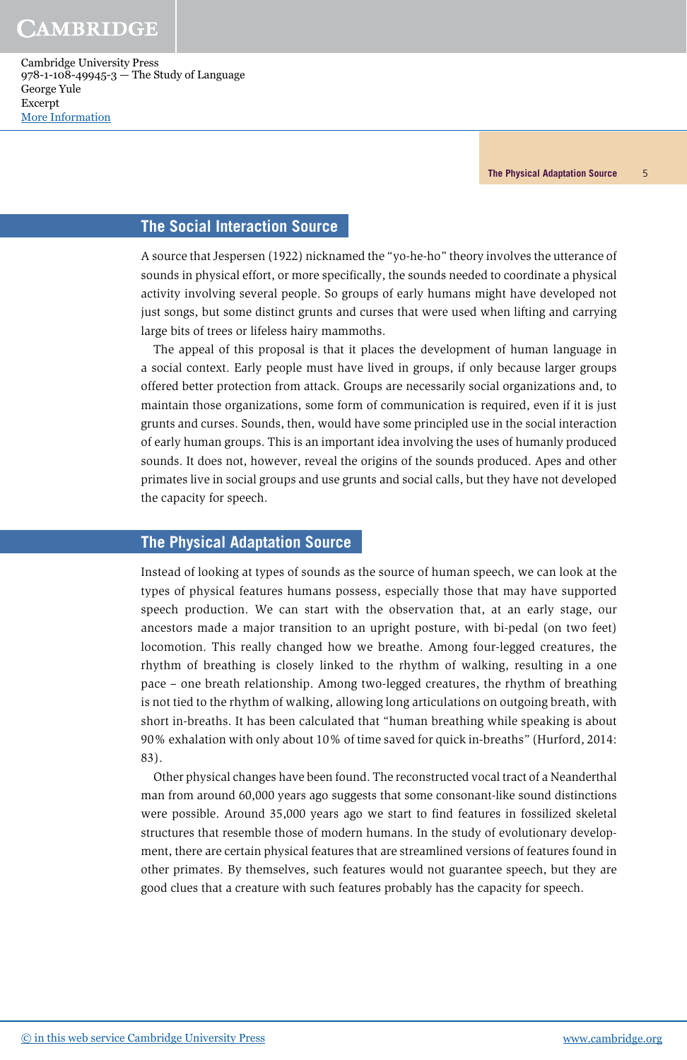## The Social Interaction Source

A source that Jespersen (1922) nicknamed the "yo-he-ho" theory involves the utterance of sounds in physical effort, or more specifically, the sounds needed to coordinate a physical activity involving several people. So groups of early humans might have developed not just songs, but some distinct grunts and curses that were used when lifting and carrying large bits of trees or lifeless hairy mammoths.

The appeal of this proposal is that it places the development of human language in a social context. Early people must have lived in groups, if only because larger groups offered better protection from attack. Groups are necessarily social organizations and, to maintain those organizations, some form of communication is required, even if it is just grunts and curses. Sounds, then, would have some principled use in the social interaction of early human groups. This is an important idea involving the uses of humanly produced sounds. It does not, however, reveal the origins of the sounds produced. Apes and other primates live in social groups and use grunts and social calls, but they have not developed the capacity for speech.

## The Physical Adaptation Source

Instead of looking at types of sounds as the source of human speech, we can look at the types of physical features humans possess, especially those that may have supported speech production. We can start with the observation that, at an early stage, our ancestors made a major transition to an upright posture, with bi-pedal (on two feet) locomotion. This really changed how we breathe. Among four-legged creatures, the rhythm of breathing is closely linked to the rhythm of walking, resulting in a one pace – one breath relationship. Among two-legged creatures, the rhythm of breathing is not tied to the rhythm of walking, allowing long articulations on outgoing breath, with short in-breaths. It has been calculated that "human breathing while speaking is about 90% exhalation with only about 10% of time saved for quick in-breaths" (Hurford, 2014: 83).

Other physical changes have been found. The reconstructed vocal tract of a Neanderthal man from around 60,000 years ago suggests that some consonant-like sound distinctions were possible. Around 35,000 years ago we start to find features in fossilized skeletal structures that resemble those of modern humans. In the study of evolutionary development, there are certain physical features that are streamlined versions of features found in other primates. By themselves, such features would not guarantee speech, but they are good clues that a creature with such features probably has the capacity for speech.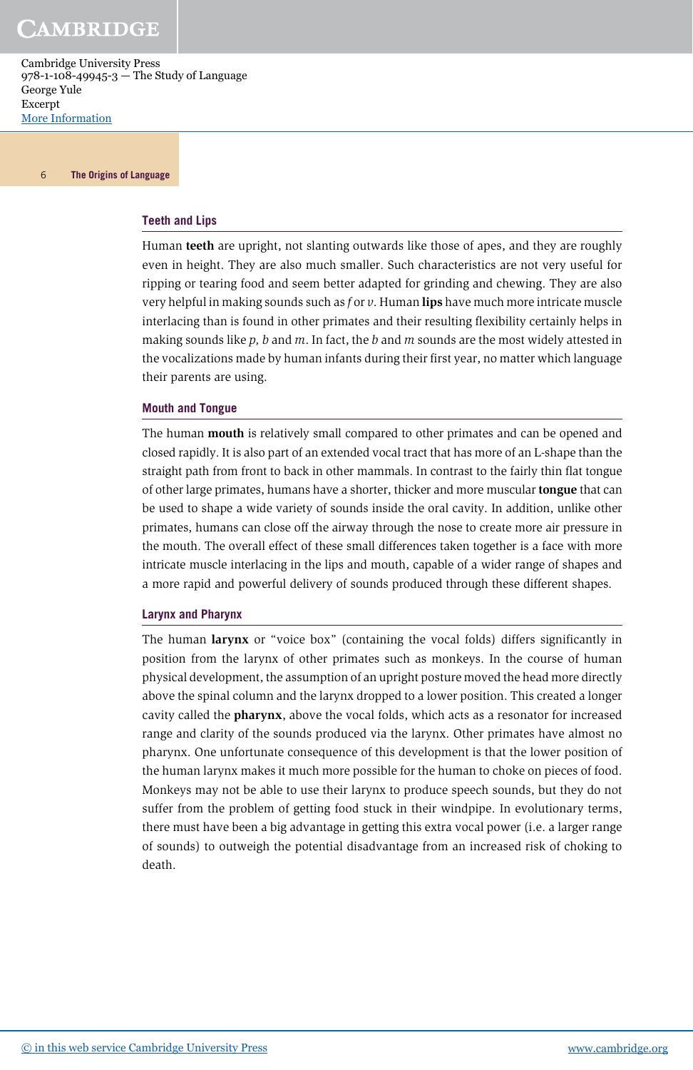### Teeth and Lips

Human **teeth** are upright, not slanting outwards like those of apes, and they are roughly even in height. They are also much smaller. Such characteristics are not very useful for ripping or tearing food and seem better adapted for grinding and chewing. They are also very helpful in making sounds such as *f* or *v*. Human **lips** have much more intricate muscle interlacing than is found in other primates and their resulting flexibility certainly helps in making sounds like *p, b* and *m*. In fact, the *b* and *m* sounds are the most widely attested in the vocalizations made by human infants during their first year, no matter which language their parents are using.

### Mouth and Tongue

The human **mouth** is relatively small compared to other primates and can be opened and closed rapidly. It is also part of an extended vocal tract that has more of an L-shape than the straight path from front to back in other mammals. In contrast to the fairly thin flat tongue of other large primates, humans have a shorter, thicker and more muscular **tongue** that can be used to shape a wide variety of sounds inside the oral cavity. In addition, unlike other primates, humans can close off the airway through the nose to create more air pressure in the mouth. The overall effect of these small differences taken together is a face with more intricate muscle interlacing in the lips and mouth, capable of a wider range of shapes and a more rapid and powerful delivery of sounds produced through these different shapes.

### Larynx and Pharynx

The human **larynx** or "voice box" (containing the vocal folds) differs significantly in position from the larynx of other primates such as monkeys. In the course of human physical development, the assumption of an upright posture moved the head more directly above the spinal column and the larynx dropped to a lower position. This created a longer cavity called the **pharynx**, above the vocal folds, which acts as a resonator for increased range and clarity of the sounds produced via the larynx. Other primates have almost no pharynx. One unfortunate consequence of this development is that the lower position of the human larynx makes it much more possible for the human to choke on pieces of food. Monkeys may not be able to use their larynx to produce speech sounds, but they do not suffer from the problem of getting food stuck in their windpipe. In evolutionary terms, there must have been a big advantage in getting this extra vocal power (i.e. a larger range of sounds) to outweigh the potential disadvantage from an increased risk of choking to death.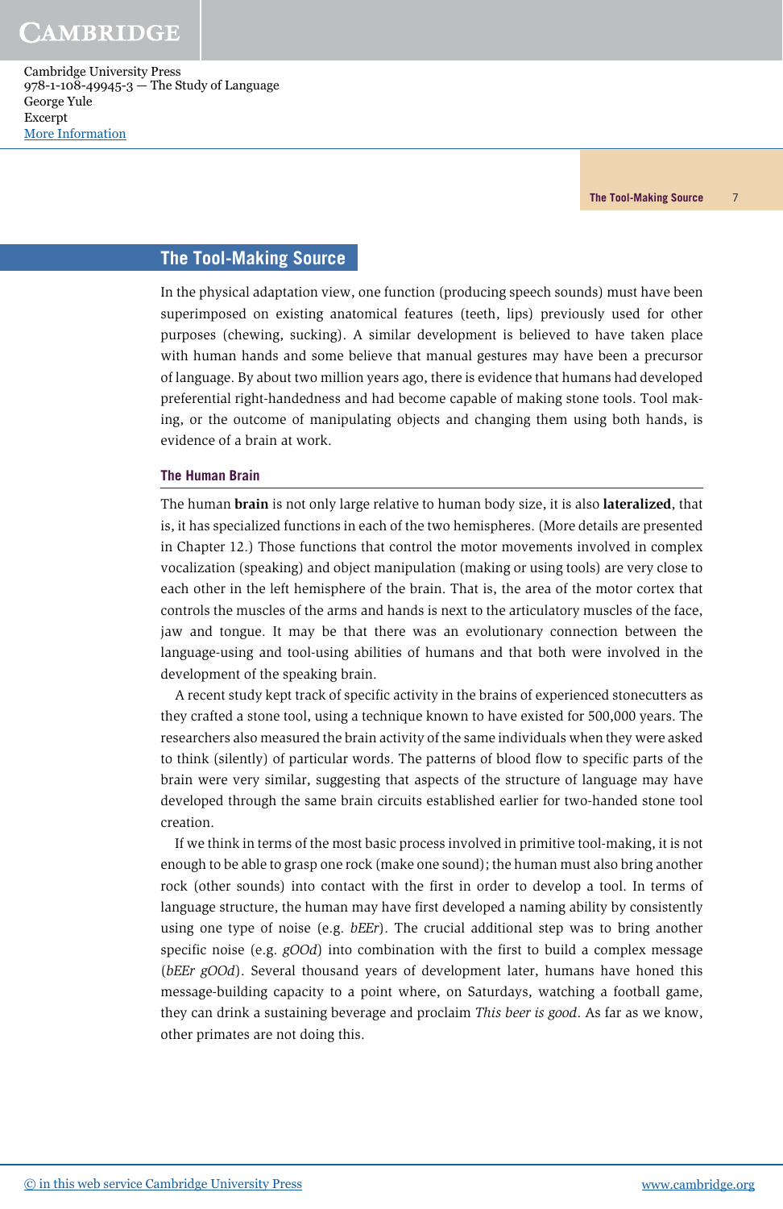## The Tool-Making Source

In the physical adaptation view, one function (producing speech sounds) must have been superimposed on existing anatomical features (teeth, lips) previously used for other purposes (chewing, sucking). A similar development is believed to have taken place with human hands and some believe that manual gestures may have been a precursor of language. By about two million years ago, there is evidence that humans had developed preferential right-handedness and had become capable of making stone tools. Tool making, or the outcome of manipulating objects and changing them using both hands, is evidence of a brain at work.

### The Human Brain

The human **brain** is not only large relative to human body size, it is also **lateralized**, that is, it has specialized functions in each of the two hemispheres. (More details are presented in Chapter 12.) Those functions that control the motor movements involved in complex vocalization (speaking) and object manipulation (making or using tools) are very close to each other in the left hemisphere of the brain. That is, the area of the motor cortex that controls the muscles of the arms and hands is next to the articulatory muscles of the face, jaw and tongue. It may be that there was an evolutionary connection between the language-using and tool-using abilities of humans and that both were involved in the development of the speaking brain.

A recent study kept track of specific activity in the brains of experienced stonecutters as they crafted a stone tool, using a technique known to have existed for 500,000 years. The researchers also measured the brain activity of the same individuals when they were asked to think (silently) of particular words. The patterns of blood flow to specific parts of the brain were very similar, suggesting that aspects of the structure of language may have developed through the same brain circuits established earlier for two-handed stone tool creation.

If we think in terms of the most basic process involved in primitive tool-making, it is not enough to be able to grasp one rock (make one sound); the human must also bring another rock (other sounds) into contact with the first in order to develop a tool. In terms of language structure, the human may have first developed a naming ability by consistently using one type of noise (e.g. *bEEr*). The crucial additional step was to bring another specific noise (e.g. *gOOd*) into combination with the first to build a complex message (*bEEr gOOd*). Several thousand years of development later, humans have honed this message-building capacity to a point where, on Saturdays, watching a football game, they can drink a sustaining beverage and proclaim *This beer is good*. As far as we know, other primates are not doing this.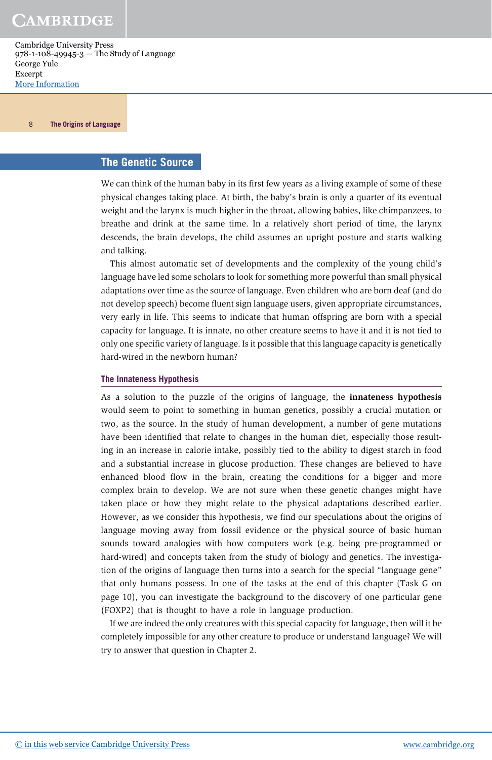## The Genetic Source

We can think of the human baby in its first few years as a living example of some of these physical changes taking place. At birth, the baby's brain is only a quarter of its eventual weight and the larynx is much higher in the throat, allowing babies, like chimpanzees, to breathe and drink at the same time. In a relatively short period of time, the larynx descends, the brain develops, the child assumes an upright posture and starts walking and talking.

This almost automatic set of developments and the complexity of the young child's language have led some scholars to look for something more powerful than small physical adaptations over time as the source of language. Even children who are born deaf (and do not develop speech) become fluent sign language users, given appropriate circumstances, very early in life. This seems to indicate that human offspring are born with a special capacity for language. It is innate, no other creature seems to have it and it is not tied to only one specific variety of language. Is it possible that this language capacity is genetically hard-wired in the newborn human?

### The Innateness Hypothesis

As a solution to the puzzle of the origins of language, the **innateness hypothesis** would seem to point to something in human genetics, possibly a crucial mutation or two, as the source. In the study of human development, a number of gene mutations have been identified that relate to changes in the human diet, especially those resulting in an increase in calorie intake, possibly tied to the ability to digest starch in food and a substantial increase in glucose production. These changes are believed to have enhanced blood flow in the brain, creating the conditions for a bigger and more complex brain to develop. We are not sure when these genetic changes might have taken place or how they might relate to the physical adaptations described earlier. However, as we consider this hypothesis, we find our speculations about the origins of language moving away from fossil evidence or the physical source of basic human sounds toward analogies with how computers work (e.g. being pre-programmed or hard-wired) and concepts taken from the study of biology and genetics. The investigation of the origins of language then turns into a search for the special "language gene" that only humans possess. In one of the tasks at the end of this chapter (Task G on page 10), you can investigate the background to the discovery of one particular gene (FOXP2) that is thought to have a role in language production.

If we are indeed the only creatures with this special capacity for language, then will it be completely impossible for any other creature to produce or understand language? We will try to answer that question in Chapter 2.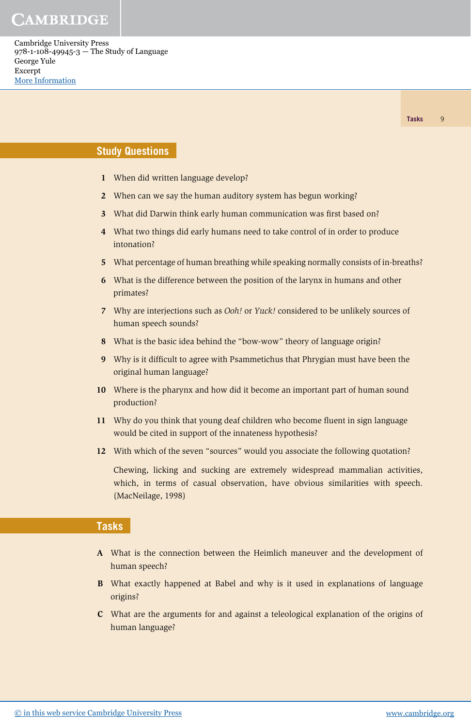## Study Questions

1. When did written language develop?
2. When can we say the human auditory system has begun working?
3. What did Darwin think early human communication was first based on?
4. What two things did early humans need to take control of in order to produce intonation?
5. What percentage of human breathing while speaking normally consists of in-breaths?
6. What is the difference between the position of the larynx in humans and other primates?
7. Why are interjections such as *Ooh!* or *Yuck!* considered to be unlikely sources of human speech sounds?
8. What is the basic idea behind the "bow-wow" theory of language origin?
9. Why is it difficult to agree with Psammetichus that Phrygian must have been the original human language?
10. Where is the pharynx and how did it become an important part of human sound production?
11. Why do you think that young deaf children who become fluent in sign language would be cited in support of the innateness hypothesis?
12. With which of the seven "sources" would you associate the following quotation?

    Chewing, licking and sucking are extremely widespread mammalian activities, which, in terms of casual observation, have obvious similarities with speech. (MacNeilage, 1998)

## Tasks

**A** What is the connection between the Heimlich maneuver and the development of human speech?

**B** What exactly happened at Babel and why is it used in explanations of language origins?

**C** What are the arguments for and against a teleological explanation of the origins of human language?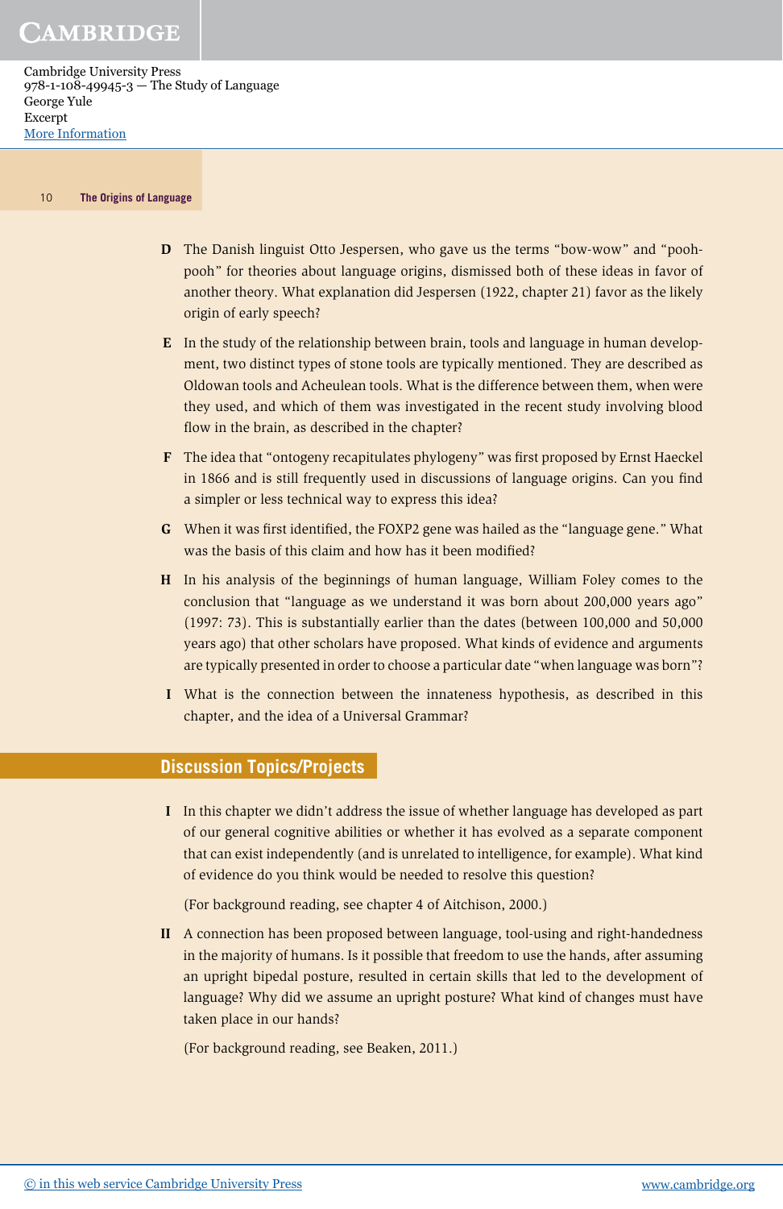**D** The Danish linguist Otto Jespersen, who gave us the terms "bow-wow" and "pooh-pooh" for theories about language origins, dismissed both of these ideas in favor of another theory. What explanation did Jespersen (1922, chapter 21) favor as the likely origin of early speech?

**E** In the study of the relationship between brain, tools and language in human development, two distinct types of stone tools are typically mentioned. They are described as Oldowan tools and Acheulean tools. What is the difference between them, when were they used, and which of them was investigated in the recent study involving blood flow in the brain, as described in the chapter?

**F** The idea that "ontogeny recapitulates phylogeny" was first proposed by Ernst Haeckel in 1866 and is still frequently used in discussions of language origins. Can you find a simpler or less technical way to express this idea?

**G** When it was first identified, the FOXP2 gene was hailed as the "language gene." What was the basis of this claim and how has it been modified?

**H** In his analysis of the beginnings of human language, William Foley comes to the conclusion that "language as we understand it was born about 200,000 years ago" (1997: 73). This is substantially earlier than the dates (between 100,000 and 50,000 years ago) that other scholars have proposed. What kinds of evidence and arguments are typically presented in order to choose a particular date "when language was born"?

**I** What is the connection between the innateness hypothesis, as described in this chapter, and the idea of a Universal Grammar?

## Discussion Topics/Projects

**I** In this chapter we didn't address the issue of whether language has developed as part of our general cognitive abilities or whether it has evolved as a separate component that can exist independently (and is unrelated to intelligence, for example). What kind of evidence do you think would be needed to resolve this question?

(For background reading, see chapter 4 of Aitchison, 2000.)

**II** A connection has been proposed between language, tool-using and right-handedness in the majority of humans. Is it possible that freedom to use the hands, after assuming an upright bipedal posture, resulted in certain skills that led to the development of language? Why did we assume an upright posture? What kind of changes must have taken place in our hands?

(For background reading, see Beaken, 2011.)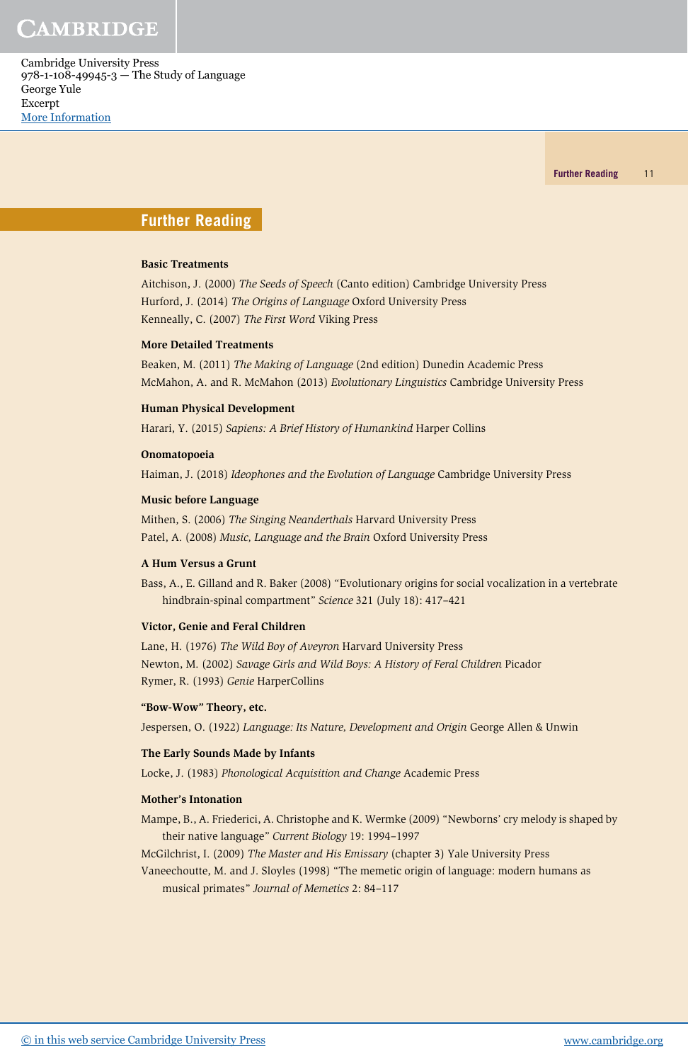## Further Reading

**Basic Treatments**

Aitchison, J. (2000) *The Seeds of Speech* (Canto edition) Cambridge University Press
Hurford, J. (2014) *The Origins of Language* Oxford University Press
Kenneally, C. (2007) *The First Word* Viking Press

**More Detailed Treatments**

Beaken, M. (2011) *The Making of Language* (2nd edition) Dunedin Academic Press
McMahon, A. and R. McMahon (2013) *Evolutionary Linguistics* Cambridge University Press

**Human Physical Development**

Harari, Y. (2015) *Sapiens: A Brief History of Humankind* Harper Collins

**Onomatopoeia**

Haiman, J. (2018) *Ideophones and the Evolution of Language* Cambridge University Press

**Music before Language**

Mithen, S. (2006) *The Singing Neanderthals* Harvard University Press
Patel, A. (2008) *Music, Language and the Brain* Oxford University Press

**A Hum Versus a Grunt**

Bass, A., E. Gilland and R. Baker (2008) "Evolutionary origins for social vocalization in a vertebrate hindbrain-spinal compartment" *Science* 321 (July 18): 417–421

**Victor, Genie and Feral Children**

Lane, H. (1976) *The Wild Boy of Aveyron* Harvard University Press
Newton, M. (2002) *Savage Girls and Wild Boys: A History of Feral Children* Picador
Rymer, R. (1993) *Genie* HarperCollins

**"Bow-Wow" Theory, etc.**

Jespersen, O. (1922) *Language: Its Nature, Development and Origin* George Allen & Unwin

**The Early Sounds Made by Infants**

Locke, J. (1983) *Phonological Acquisition and Change* Academic Press

**Mother's Intonation**

Mampe, B., A. Friederici, A. Christophe and K. Wermke (2009) "Newborns' cry melody is shaped by their native language" *Current Biology* 19: 1994–1997
McGilchrist, I. (2009) *The Master and His Emissary* (chapter 3) Yale University Press
Vaneechoutte, M. and J. Sloyles (1998) "The memetic origin of language: modern humans as musical primates" *Journal of Memetics* 2: 84–117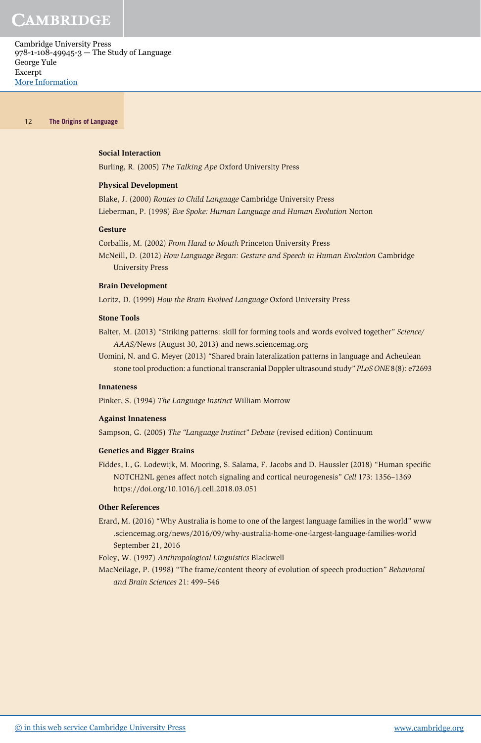**Social Interaction**

Burling, R. (2005) *The Talking Ape* Oxford University Press

**Physical Development**

Blake, J. (2000) *Routes to Child Language* Cambridge University Press

Lieberman, P. (1998) *Eve Spoke: Human Language and Human Evolution* Norton

**Gesture**

Corballis, M. (2002) *From Hand to Mouth* Princeton University Press

McNeill, D. (2012) *How Language Began: Gesture and Speech in Human Evolution* Cambridge University Press

**Brain Development**

Loritz, D. (1999) *How the Brain Evolved Language* Oxford University Press

**Stone Tools**

Balter, M. (2013) "Striking patterns: skill for forming tools and words evolved together" *Science/AAAS*/News (August 30, 2013) and news.sciencemag.org

Uomini, N. and G. Meyer (2013) "Shared brain lateralization patterns in language and Acheulean stone tool production: a functional transcranial Doppler ultrasound study" *PLoS ONE* 8(8): e72693

**Innateness**

Pinker, S. (1994) *The Language Instinct* William Morrow

**Against Innateness**

Sampson, G. (2005) *The "Language Instinct" Debate* (revised edition) Continuum

**Genetics and Bigger Brains**

Fiddes, I., G. Lodewijk, M. Mooring, S. Salama, F. Jacobs and D. Haussler (2018) "Human specific NOTCH2NL genes affect notch signaling and cortical neurogenesis" *Cell* 173: 1356–1369 https://doi.org/10.1016/j.cell.2018.03.051

**Other References**

Erard, M. (2016) "Why Australia is home to one of the largest language families in the world" www.sciencemag.org/news/2016/09/why-australia-home-one-largest-language-families-world September 21, 2016

Foley, W. (1997) *Anthropological Linguistics* Blackwell

MacNeilage, P. (1998) "The frame/content theory of evolution of speech production" *Behavioral and Brain Sciences* 21: 499–546